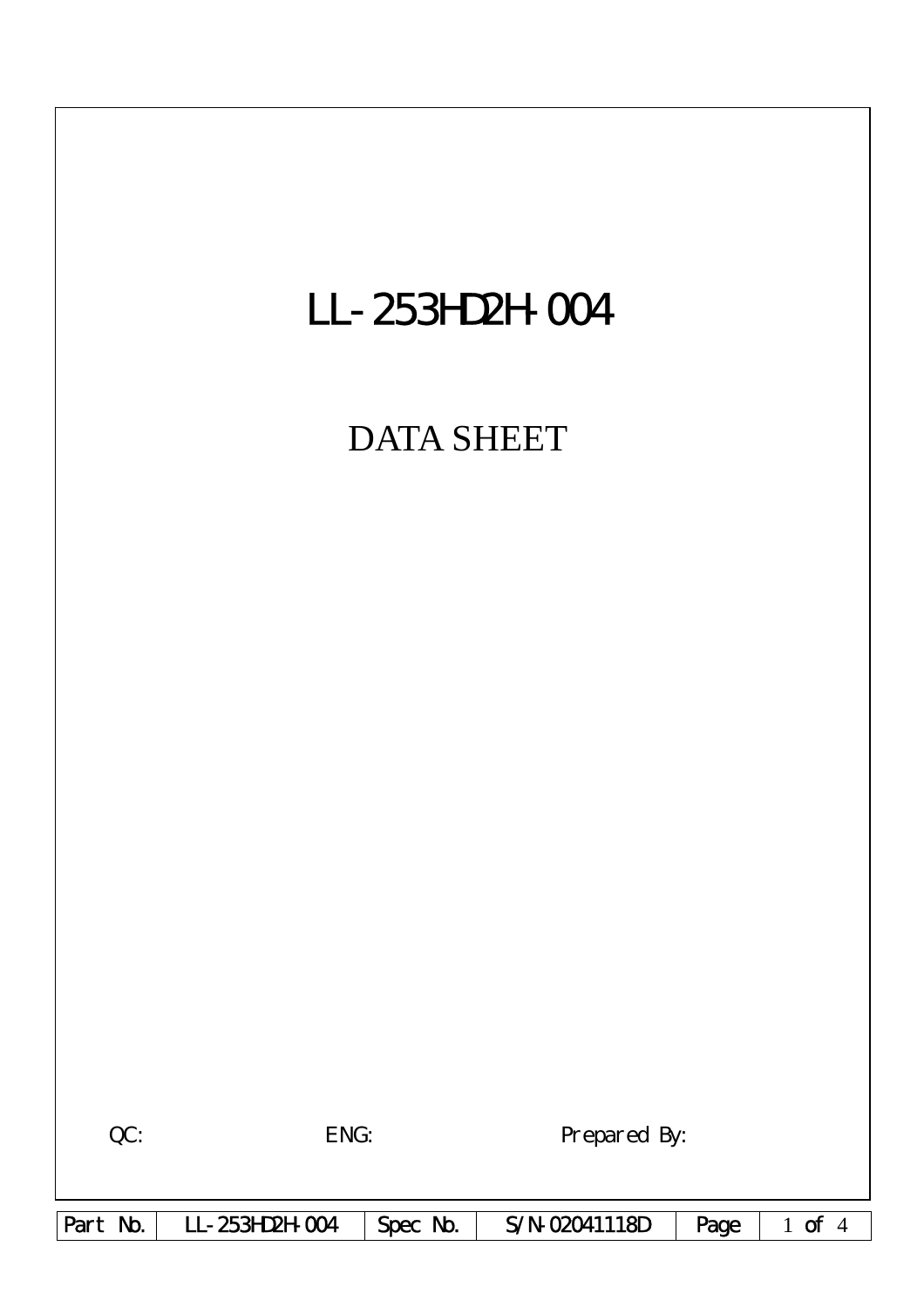# LL-253HD2H-004

## DATA SHEET

QC: ENG: Prepared By:

| Part No. | LL-253HD2H-004 | Spec No. | S/N-02041118D |
|---|---|---|---|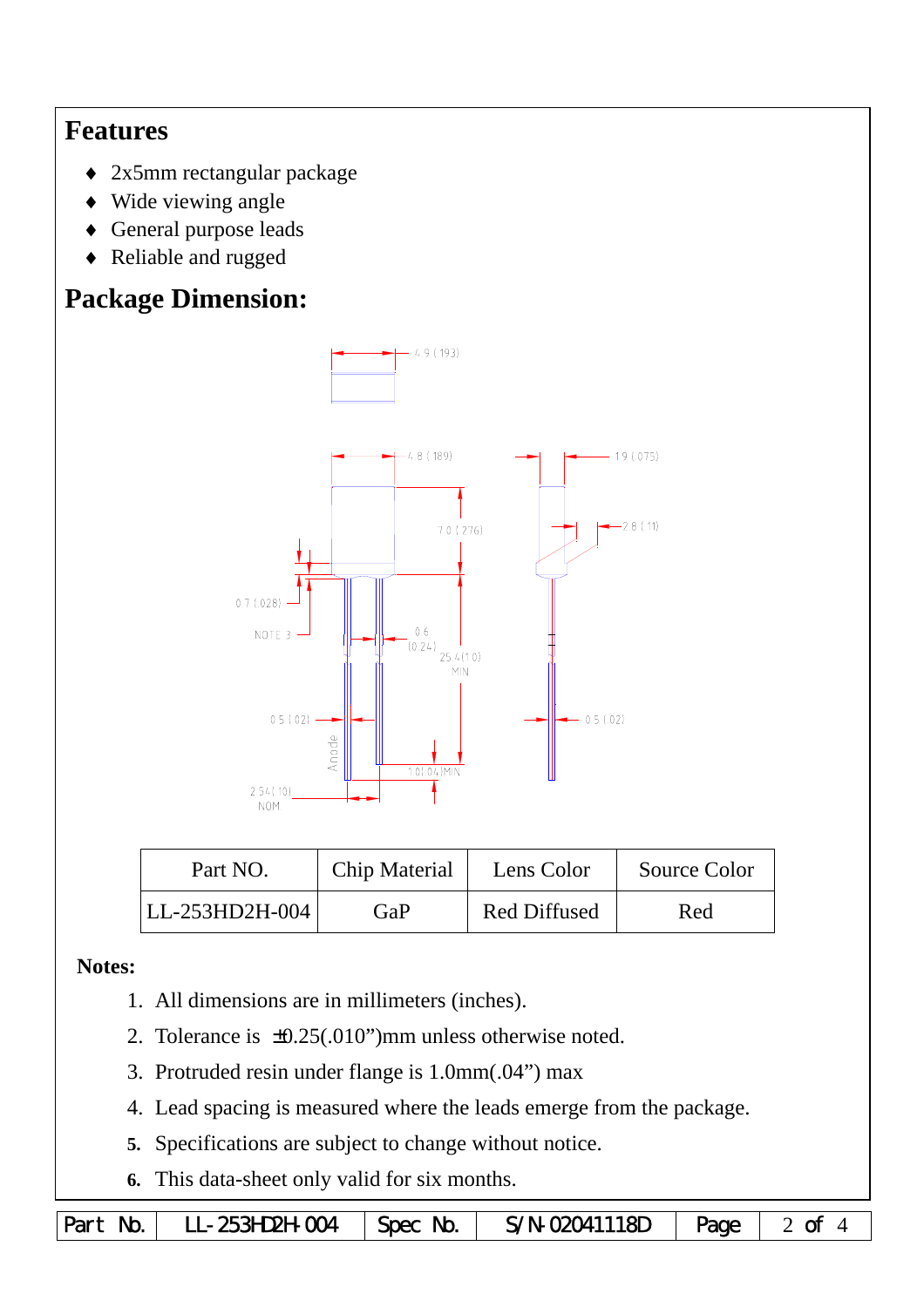## Features

- ♦ 2x5mm rectangular package
- ♦ Wide viewing angle
- ♦ General purpose leads
- ♦ Reliable and rugged

## Package Dimension:

| Part NO. | Chip Material | Lens Color | Source Color |
|---|---|---|---|
| LL-253HD2H-004 | GaP | Red Diffused | Red |

**Notes:**

1. All dimensions are in millimeters (inches).
2. Tolerance is ±0.25(.010")mm unless otherwise noted.
3. Protruded resin under flange is 1.0mm(.04") max
4. Lead spacing is measured where the leads emerge from the package.
5. Specifications are subject to change without notice.
6. This data-sheet only valid for six months.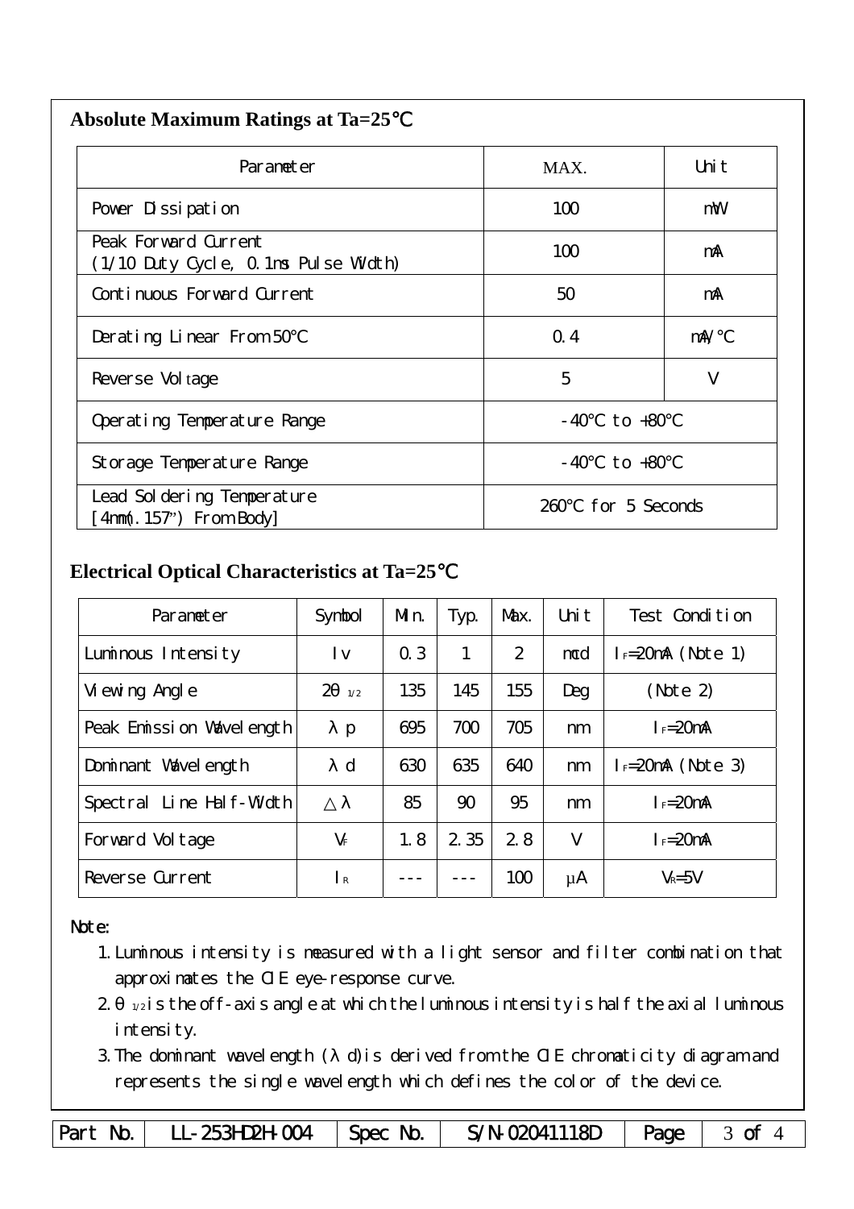## Absolute Maximum Ratings at Ta=25℃

| Parameter | MAX. | Unit |
|---|---|---|
| Power Dissipation | 100 | mW |
| Peak Forward Current (1/10 Duty Cycle, 0.1ms Pulse Width) | 100 | mA |
| Continuous Forward Current | 50 | mA |
| Derating Linear From 50℃ | 0.4 | mA/℃ |
| Reverse Voltage | 5 | V |
| Operating Temperature Range | -40℃ to +80℃ | |
| Storage Temperature Range | -40℃ to +80℃ | |
| Lead Soldering Temperature [4mm(.157") From Body] | 260℃ for 5 Seconds | |

## Electrical Optical Characteristics at Ta=25℃

| Parameter | Symbol | Min. | Typ. | Max. | Unit | Test Condition |
|---|---|---|---|---|---|---|
| Luminous Intensity | Iv | 0.3 | 1 | 2 | mcd | $I_F$=20mA (Note 1) |
| Viewing Angle | $2\theta_{1/2}$ | 135 | 145 | 155 | Deg | (Note 2) |
| Peak Emission Wavelength | λp | 695 | 700 | 705 | nm | $I_F$=20mA |
| Dominant Wavelength | λd | 630 | 635 | 640 | nm | $I_F$=20mA (Note 3) |
| Spectral Line Half-Width | △λ | 85 | 90 | 95 | nm | $I_F$=20mA |
| Forward Voltage | $V_F$ | 1.8 | 2.35 | 2.8 | V | $I_F$=20mA |
| Reverse Current | $I_R$ | --- | --- | 100 | μA | $V_R$=5V |

Note:

1. Luminous intensity is measured with a light sensor and filter combination that approximates the CIE eye-response curve.
2. $\theta_{1/2}$ is the off-axis angle at which the luminous intensity is half the axial luminous intensity.
3. The dominant wavelength (λd) is derived from the CIE chromaticity diagram and represents the single wavelength which defines the color of the device.

| Part No. | LL-253HD2H-004 | Spec No. | S/N-02041118D | Page | 3 of 4 |
|---|---|---|---|---|---|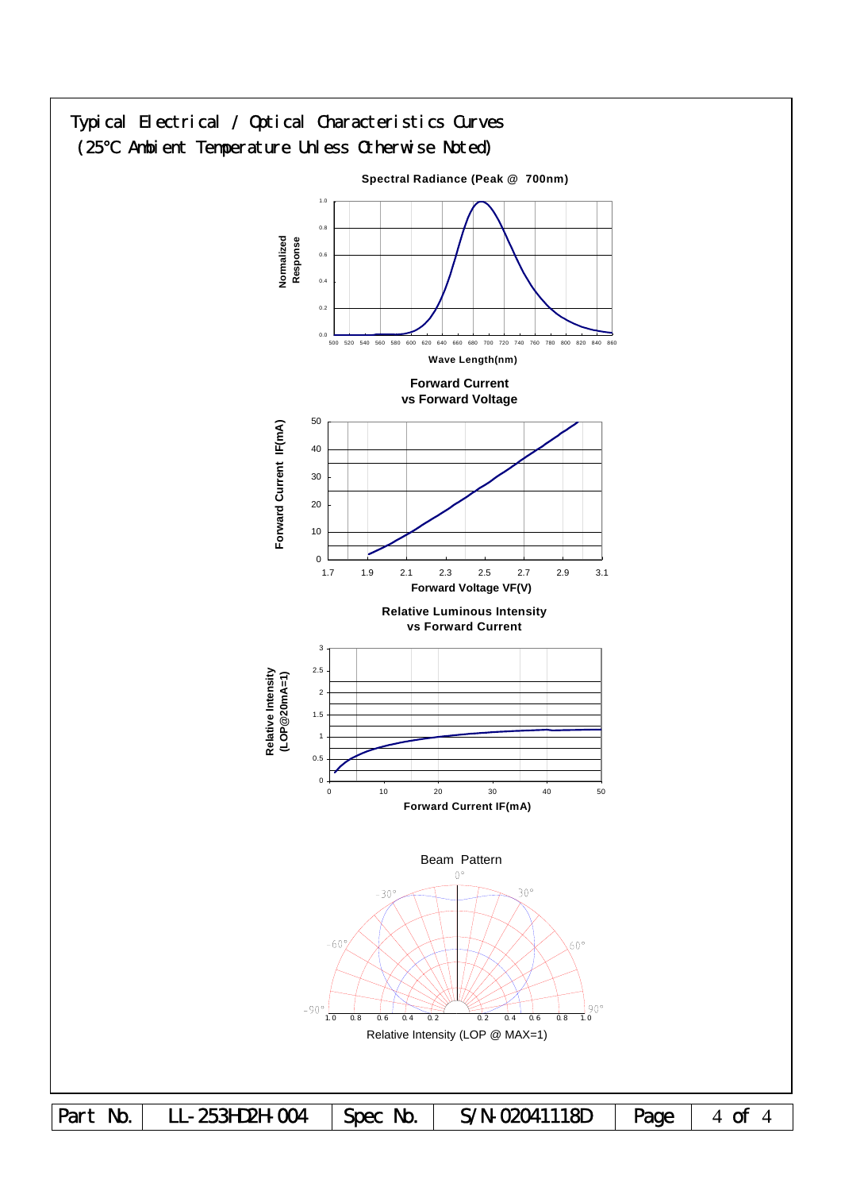## Typical Electrical / Optical Characteristics Curves
(25°C Ambient Temperature Unless Otherwise Noted)

**Spectral Radiance (Peak @ 700nm)**

Normalized Response

1.0
0.8
0.6
0.4
0.2
0.0

500 520 540 560 580 600 620 640 660 680 700 720 740 760 780 800 820 840 860

Wave Length(nm)

**Forward Current vs Forward Voltage**

Forward Current IF(mA)

50
40
30
20
10
0

1.7 1.9 2.1 2.3 2.5 2.7 2.9 3.1

Forward Voltage VF(V)

**Relative Luminous Intensity vs Forward Current**

Relative Intensity (LOP@20mA=1)

3
2.5
2
1.5
1
0.5
0

0 10 20 30 40 50

Forward Current IF(mA)

Beam Pattern

0°
-30° 30°
-60° 60°
-90° 90°

1.0 0.8 0.6 0.4 0.2 0.2 0.4 0.6 0.8 1.0

Relative Intensity (LOP @ MAX=1)

| Part No. | LL-253HD2H-004 | Spec No. | S/N-02041118D | Page | 4 of 4 |
|---|---|---|---|---|---|